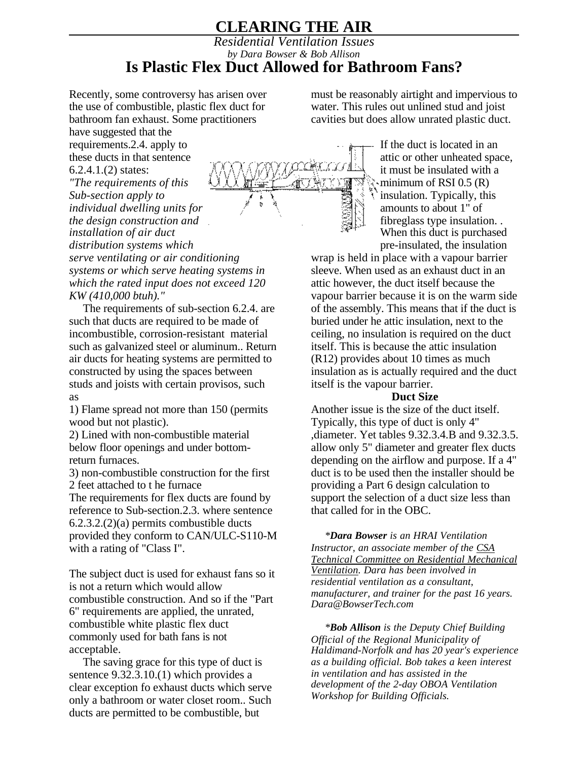# CLEARING THE AIR

*Residential Ventilation Issues*

*by Dara Bowser & Bob Allison*

## Is Plastic Flex Duct Allowed for Bathroom Fans?

Recently, some controversy has arisen over the use of combustible, plastic flex duct for bathroom fan exhaust. Some practitioners have suggested that the requirements.2.4. apply to these ducts in that sentence 6.2.4.1.(2) states: *"The requirements of this Sub-section apply to individual dwelling units for the design construction and installation of air duct distribution systems which serve ventilating or air conditioning systems or which serve heating systems in which the rated input does not exceed 120 KW (410,000 btuh)."*

The requirements of sub-section 6.2.4. are such that ducts are required to be made of incombustible, corrosion-resistant material such as galvanized steel or aluminum.. Return air ducts for heating systems are permitted to constructed by using the spaces between studs and joists with certain provisos, such as

1) Flame spread not more than 150 (permits wood but not plastic).
2) Lined with non-combustible material below floor openings and under bottom-return furnaces.
3) non-combustible construction for the first 2 feet attached to t he furnace

The requirements for flex ducts are found by reference to Sub-section.2.3. where sentence 6.2.3.2.(2)(a) permits combustible ducts provided they conform to CAN/ULC-S110-M with a rating of "Class I".

The subject duct is used for exhaust fans so it is not a return which would allow combustible construction. And so if the "Part 6" requirements are applied, the unrated, combustible white plastic flex duct commonly used for bath fans is not acceptable.

The saving grace for this type of duct is sentence 9.32.3.10.(1) which provides a clear exception fo exhaust ducts which serve only a bathroom or water closet room.. Such ducts are permitted to be combustible, but must be reasonably airtight and impervious to water. This rules out unlined stud and joist cavities but does allow unrated plastic duct.

If the duct is located in an attic or other unheated space, it must be insulated with a minimum of RSI 0.5 (R) insulation. Typically, this amounts to about 1" of fibreglass type insulation. . When this duct is purchased pre-insulated, the insulation wrap is held in place with a vapour barrier sleeve. When used as an exhaust duct in an attic however, the duct itself because the vapour barrier because it is on the warm side of the assembly. This means that if the duct is buried under he attic insulation, next to the ceiling, no insulation is required on the duct itself. This is because the attic insulation (R12) provides about 10 times as much insulation as is actually required and the duct itself is the vapour barrier.

### Duct Size

Another issue is the size of the duct itself. Typically, this type of duct is only 4" ,diameter. Yet tables 9.32.3.4.B and 9.32.3.5. allow only 5" diameter and greater flex ducts depending on the airflow and purpose. If a 4" duct is to be used then the installer should be providing a Part 6 design calculation to support the selection of a duct size less than that called for in the OBC.

*\****Dara Bowser*** *is an HRAI Ventilation Instructor, an associate member of the* *<u>CSA Technical Committee on Residential Mechanical Ventilation</u>*. *Dara has been involved in residential ventilation as a consultant, manufacturer, and trainer for the past 16 years. Dara@BowserTech.com*

*\****Bob Allison*** *is the Deputy Chief Building Official of the Regional Municipality of Haldimand-Norfolk and has 20 year's experience as a building official. Bob takes a keen interest in ventilation and has assisted in the development of the 2-day OBOA Ventilation Workshop for Building Officials.*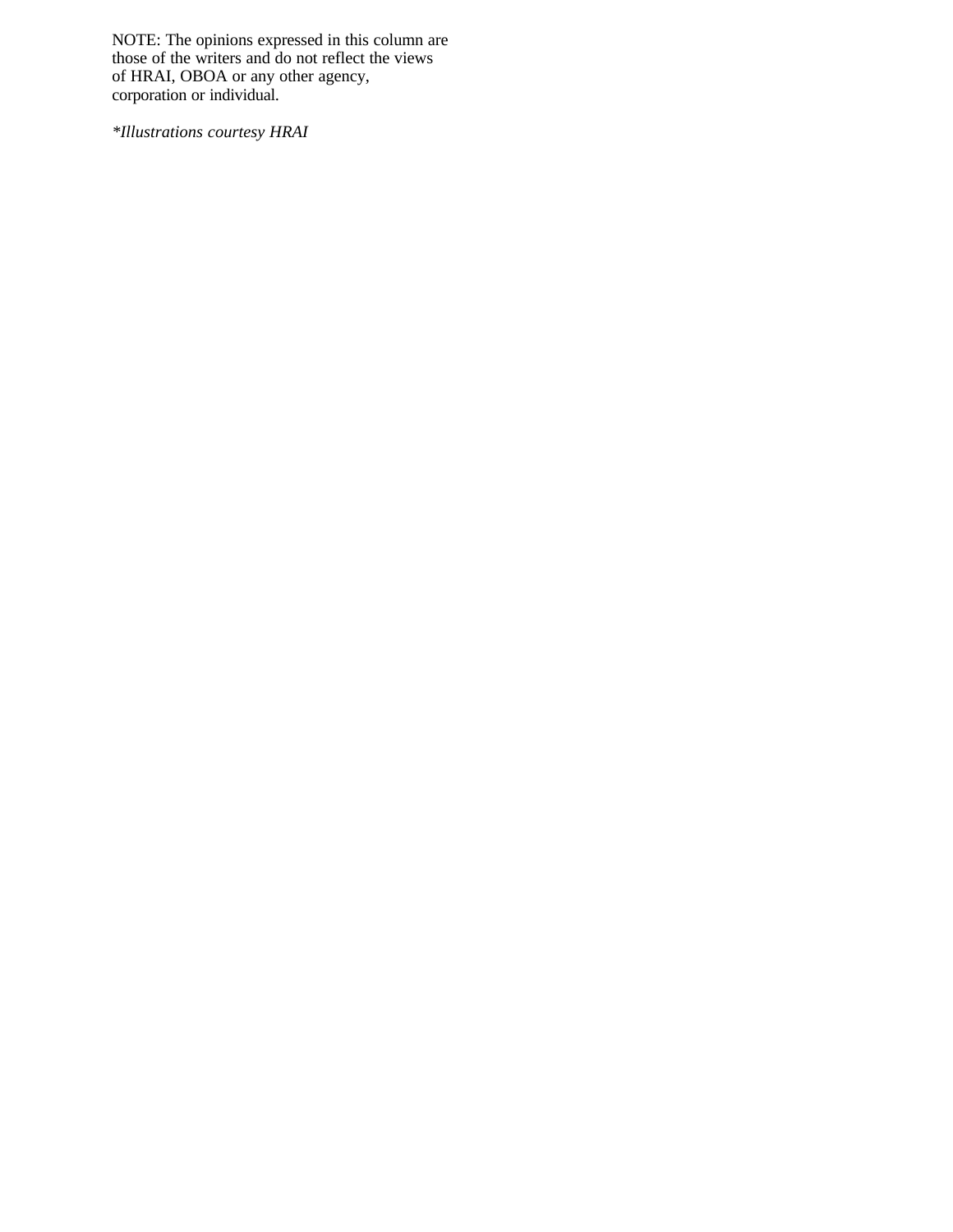NOTE: The opinions expressed in this column are those of the writers and do not reflect the views of HRAI, OBOA or any other agency, corporation or individual.

*\*Illustrations courtesy HRAI*